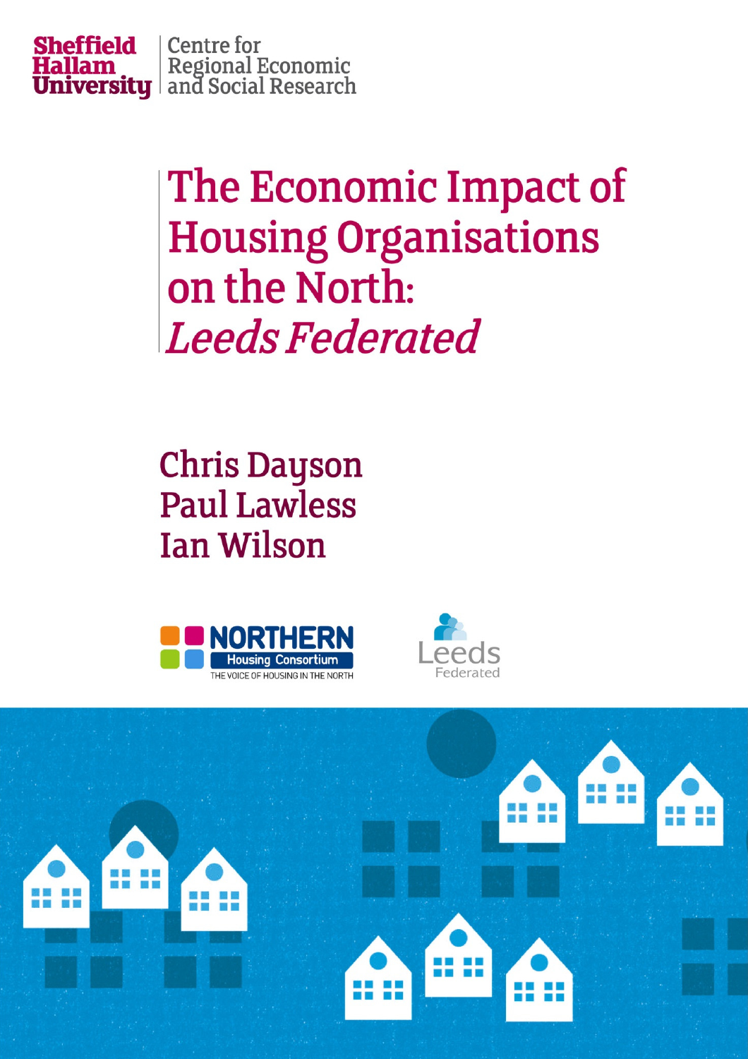Sheffield Hallam University | Centre for Regional Economic and Social Research

# The Economic Impact of Housing Organisations on the North: *Leeds Federated*

Chris Dayson
Paul Lawless
Ian Wilson

NORTHERN Housing Consortium
THE VOICE OF HOUSING IN THE NORTH

Leeds Federated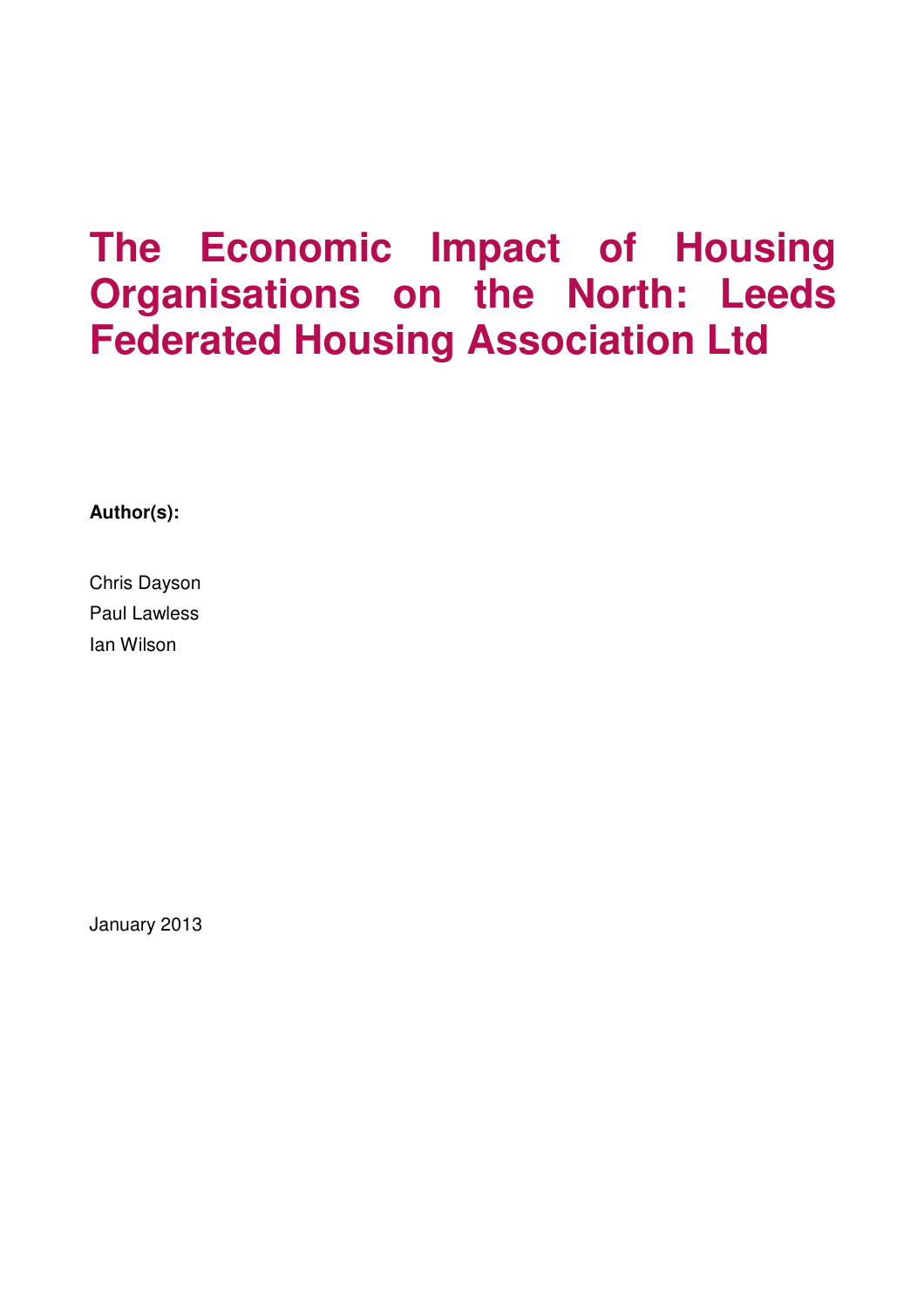# The Economic Impact of Housing Organisations on the North: Leeds Federated Housing Association Ltd

**Author(s):**

Chris Dayson

Paul Lawless

Ian Wilson

January 2013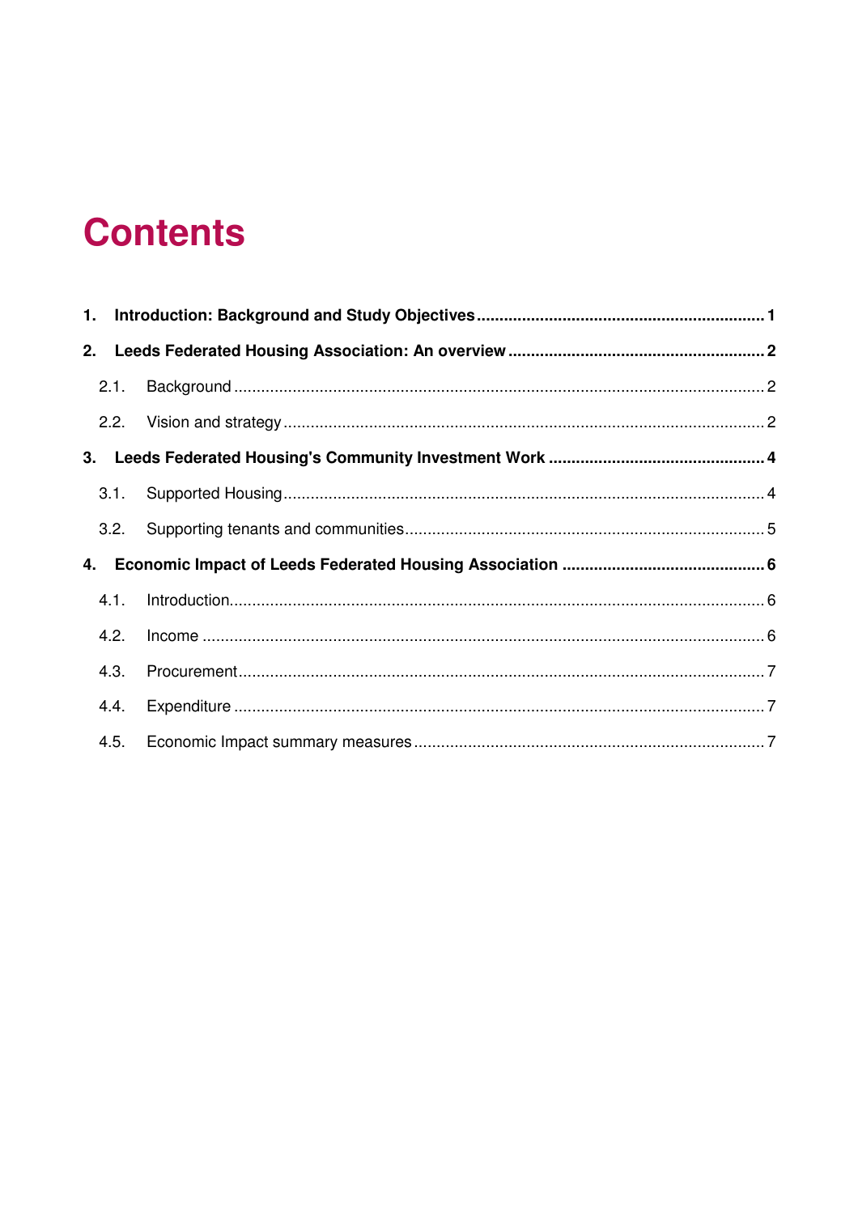# Contents

**1. Introduction: Background and Study Objectives ..... 1**

**2. Leeds Federated Housing Association: An overview ..... 2**

- 2.1. Background ..... 2
- 2.2. Vision and strategy ..... 2

**3. Leeds Federated Housing's Community Investment Work ..... 4**

- 3.1. Supported Housing ..... 4
- 3.2. Supporting tenants and communities ..... 5

**4. Economic Impact of Leeds Federated Housing Association ..... 6**

- 4.1. Introduction ..... 6
- 4.2. Income ..... 6
- 4.3. Procurement ..... 7
- 4.4. Expenditure ..... 7
- 4.5. Economic Impact summary measures ..... 7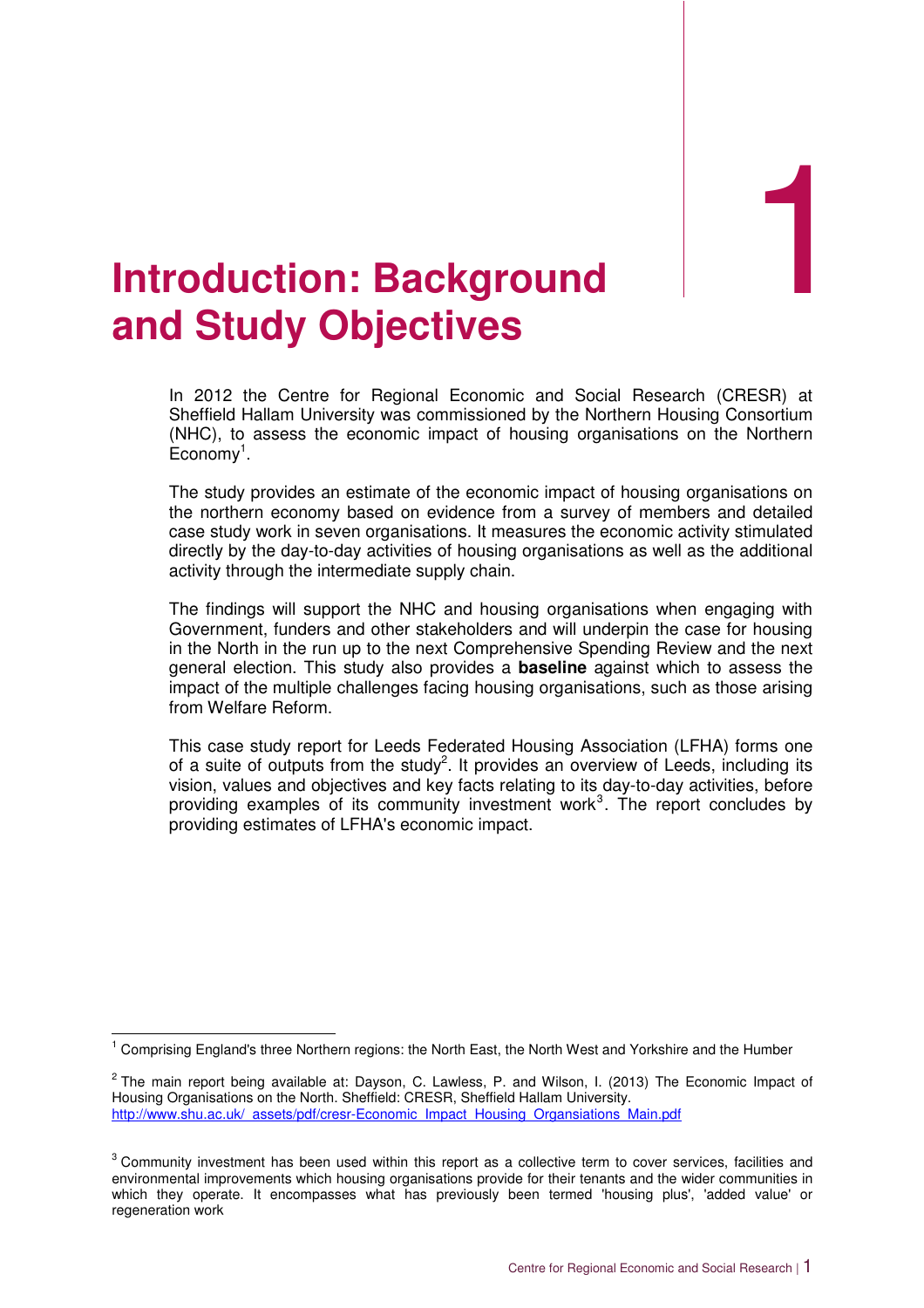# 1 Introduction: Background and Study Objectives

In 2012 the Centre for Regional Economic and Social Research (CRESR) at Sheffield Hallam University was commissioned by the Northern Housing Consortium (NHC), to assess the economic impact of housing organisations on the Northern Economy[1].

The study provides an estimate of the economic impact of housing organisations on the northern economy based on evidence from a survey of members and detailed case study work in seven organisations. It measures the economic activity stimulated directly by the day-to-day activities of housing organisations as well as the additional activity through the intermediate supply chain.

The findings will support the NHC and housing organisations when engaging with Government, funders and other stakeholders and will underpin the case for housing in the North in the run up to the next Comprehensive Spending Review and the next general election. This study also provides a **baseline** against which to assess the impact of the multiple challenges facing housing organisations, such as those arising from Welfare Reform.

This case study report for Leeds Federated Housing Association (LFHA) forms one of a suite of outputs from the study[2]. It provides an overview of Leeds, including its vision, values and objectives and key facts relating to its day-to-day activities, before providing examples of its community investment work[3]. The report concludes by providing estimates of LFHA's economic impact.

---

[1] Comprising England's three Northern regions: the North East, the North West and Yorkshire and the Humber

[2] The main report being available at: Dayson, C. Lawless, P. and Wilson, I. (2013) The Economic Impact of Housing Organisations on the North. Sheffield: CRESR, Sheffield Hallam University. http://www.shu.ac.uk/_assets/pdf/cresr-Economic_Impact_Housing_Organsiations_Main.pdf

[3] Community investment has been used within this report as a collective term to cover services, facilities and environmental improvements which housing organisations provide for their tenants and the wider communities in which they operate. It encompasses what has previously been termed 'housing plus', 'added value' or regeneration work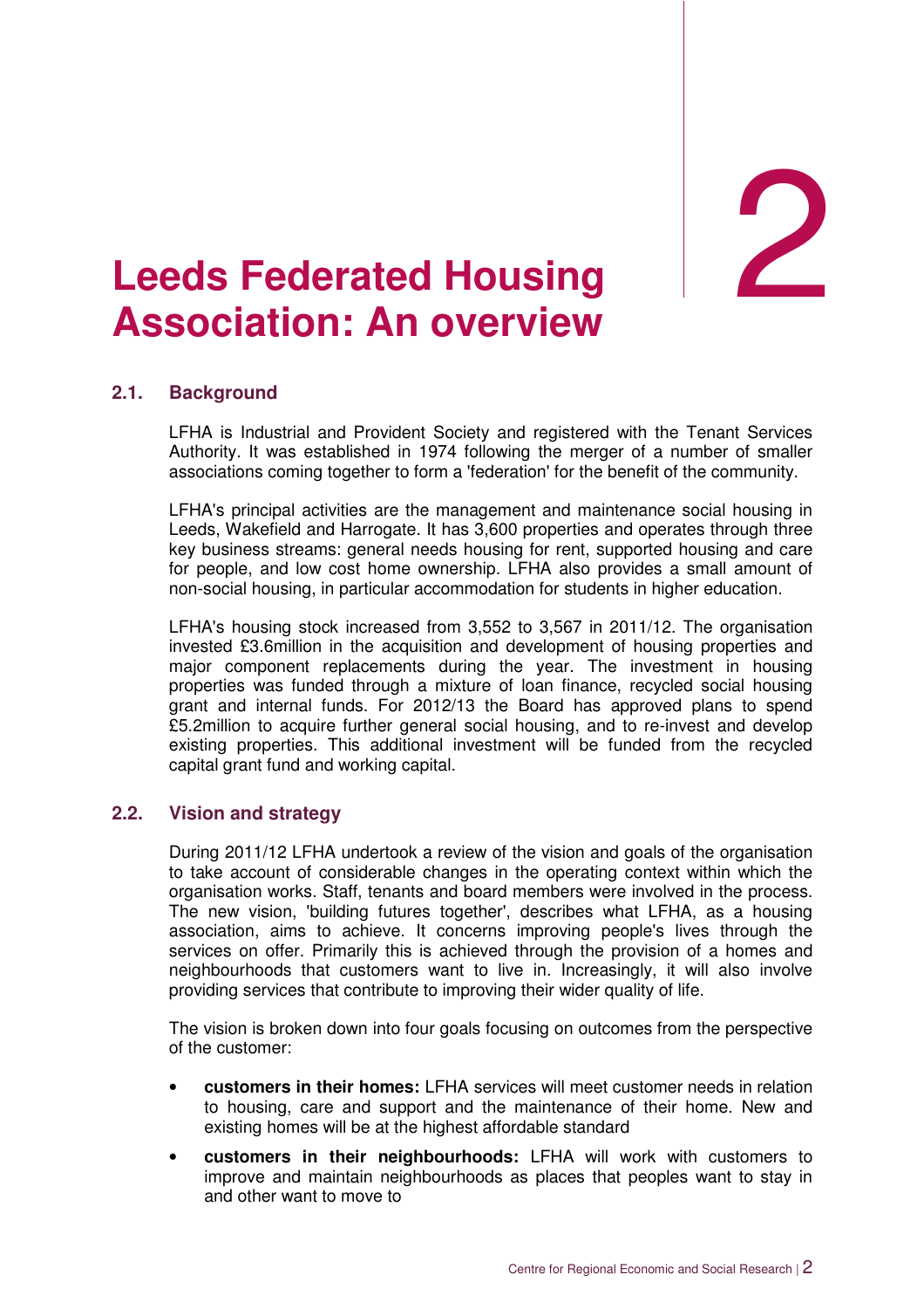# 2 Leeds Federated Housing Association: An overview

## 2.1. Background

LFHA is Industrial and Provident Society and registered with the Tenant Services Authority. It was established in 1974 following the merger of a number of smaller associations coming together to form a 'federation' for the benefit of the community.

LFHA's principal activities are the management and maintenance social housing in Leeds, Wakefield and Harrogate. It has 3,600 properties and operates through three key business streams: general needs housing for rent, supported housing and care for people, and low cost home ownership. LFHA also provides a small amount of non-social housing, in particular accommodation for students in higher education.

LFHA's housing stock increased from 3,552 to 3,567 in 2011/12. The organisation invested £3.6million in the acquisition and development of housing properties and major component replacements during the year. The investment in housing properties was funded through a mixture of loan finance, recycled social housing grant and internal funds. For 2012/13 the Board has approved plans to spend £5.2million to acquire further general social housing, and to re-invest and develop existing properties. This additional investment will be funded from the recycled capital grant fund and working capital.

## 2.2. Vision and strategy

During 2011/12 LFHA undertook a review of the vision and goals of the organisation to take account of considerable changes in the operating context within which the organisation works. Staff, tenants and board members were involved in the process. The new vision, 'building futures together', describes what LFHA, as a housing association, aims to achieve. It concerns improving people's lives through the services on offer. Primarily this is achieved through the provision of a homes and neighbourhoods that customers want to live in. Increasingly, it will also involve providing services that contribute to improving their wider quality of life.

The vision is broken down into four goals focusing on outcomes from the perspective of the customer:

- **customers in their homes:** LFHA services will meet customer needs in relation to housing, care and support and the maintenance of their home. New and existing homes will be at the highest affordable standard
- **customers in their neighbourhoods:** LFHA will work with customers to improve and maintain neighbourhoods as places that peoples want to stay in and other want to move to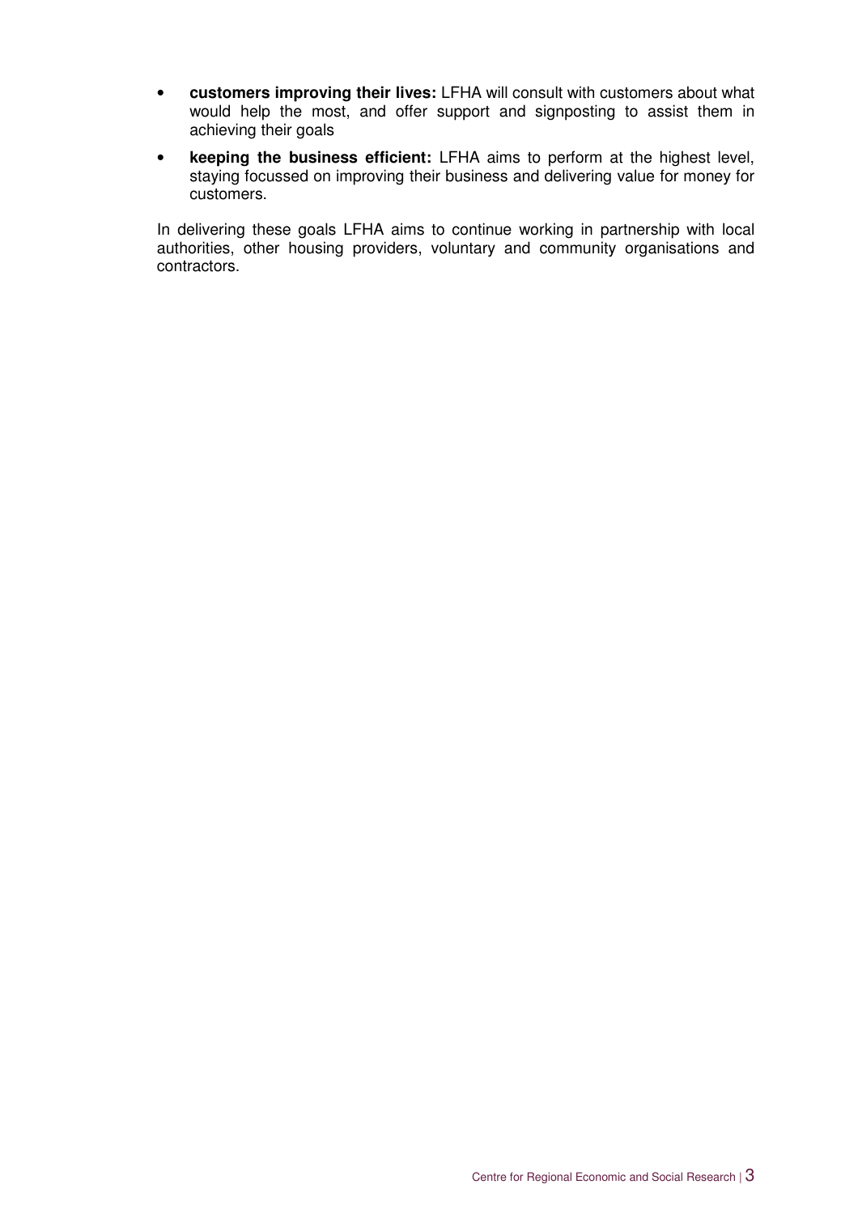- **customers improving their lives:** LFHA will consult with customers about what would help the most, and offer support and signposting to assist them in achieving their goals
- **keeping the business efficient:** LFHA aims to perform at the highest level, staying focussed on improving their business and delivering value for money for customers.

In delivering these goals LFHA aims to continue working in partnership with local authorities, other housing providers, voluntary and community organisations and contractors.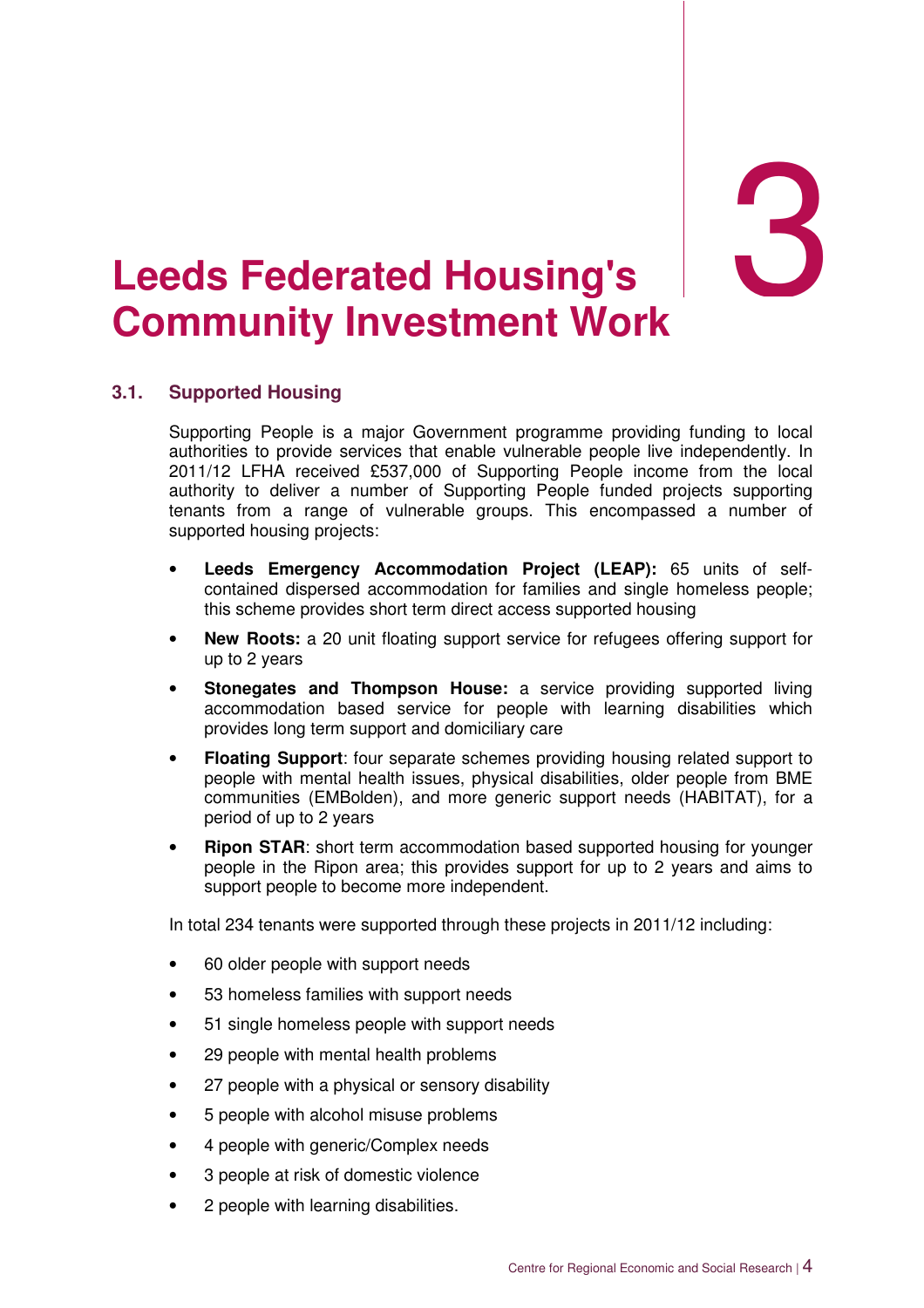# 3 Leeds Federated Housing's Community Investment Work

## 3.1. Supported Housing

Supporting People is a major Government programme providing funding to local authorities to provide services that enable vulnerable people live independently. In 2011/12 LFHA received £537,000 of Supporting People income from the local authority to deliver a number of Supporting People funded projects supporting tenants from a range of vulnerable groups. This encompassed a number of supported housing projects:

- **Leeds Emergency Accommodation Project (LEAP):** 65 units of self-contained dispersed accommodation for families and single homeless people; this scheme provides short term direct access supported housing
- **New Roots:** a 20 unit floating support service for refugees offering support for up to 2 years
- **Stonegates and Thompson House:** a service providing supported living accommodation based service for people with learning disabilities which provides long term support and domiciliary care
- **Floating Support**: four separate schemes providing housing related support to people with mental health issues, physical disabilities, older people from BME communities (EMBolden), and more generic support needs (HABITAT), for a period of up to 2 years
- **Ripon STAR**: short term accommodation based supported housing for younger people in the Ripon area; this provides support for up to 2 years and aims to support people to become more independent.

In total 234 tenants were supported through these projects in 2011/12 including:

- 60 older people with support needs
- 53 homeless families with support needs
- 51 single homeless people with support needs
- 29 people with mental health problems
- 27 people with a physical or sensory disability
- 5 people with alcohol misuse problems
- 4 people with generic/Complex needs
- 3 people at risk of domestic violence
- 2 people with learning disabilities.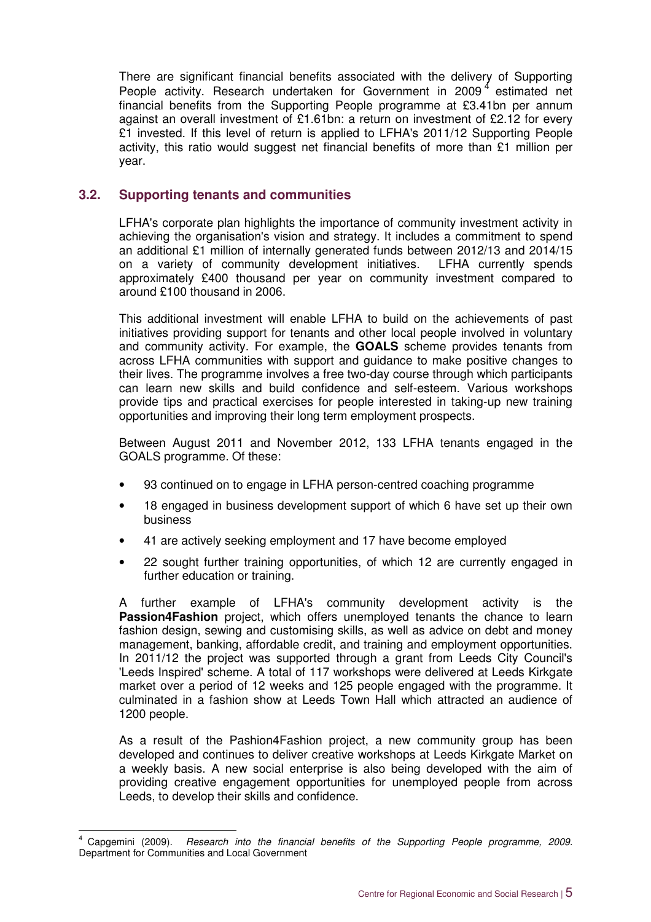There are significant financial benefits associated with the delivery of Supporting People activity. Research undertaken for Government in 2009[4] estimated net financial benefits from the Supporting People programme at £3.41bn per annum against an overall investment of £1.61bn: a return on investment of £2.12 for every £1 invested. If this level of return is applied to LFHA's 2011/12 Supporting People activity, this ratio would suggest net financial benefits of more than £1 million per year.

## 3.2. Supporting tenants and communities

LFHA's corporate plan highlights the importance of community investment activity in achieving the organisation's vision and strategy. It includes a commitment to spend an additional £1 million of internally generated funds between 2012/13 and 2014/15 on a variety of community development initiatives. LFHA currently spends approximately £400 thousand per year on community investment compared to around £100 thousand in 2006.

This additional investment will enable LFHA to build on the achievements of past initiatives providing support for tenants and other local people involved in voluntary and community activity. For example, the **GOALS** scheme provides tenants from across LFHA communities with support and guidance to make positive changes to their lives. The programme involves a free two-day course through which participants can learn new skills and build confidence and self-esteem. Various workshops provide tips and practical exercises for people interested in taking-up new training opportunities and improving their long term employment prospects.

Between August 2011 and November 2012, 133 LFHA tenants engaged in the GOALS programme. Of these:

- 93 continued on to engage in LFHA person-centred coaching programme
- 18 engaged in business development support of which 6 have set up their own business
- 41 are actively seeking employment and 17 have become employed
- 22 sought further training opportunities, of which 12 are currently engaged in further education or training.

A further example of LFHA's community development activity is the **Passion4Fashion** project, which offers unemployed tenants the chance to learn fashion design, sewing and customising skills, as well as advice on debt and money management, banking, affordable credit, and training and employment opportunities. In 2011/12 the project was supported through a grant from Leeds City Council's 'Leeds Inspired' scheme. A total of 117 workshops were delivered at Leeds Kirkgate market over a period of 12 weeks and 125 people engaged with the programme. It culminated in a fashion show at Leeds Town Hall which attracted an audience of 1200 people.

As a result of the Pashion4Fashion project, a new community group has been developed and continues to deliver creative workshops at Leeds Kirkgate Market on a weekly basis. A new social enterprise is also being developed with the aim of providing creative engagement opportunities for unemployed people from across Leeds, to develop their skills and confidence.

---

[4] Capgemini (2009). *Research into the financial benefits of the Supporting People programme, 2009*. Department for Communities and Local Government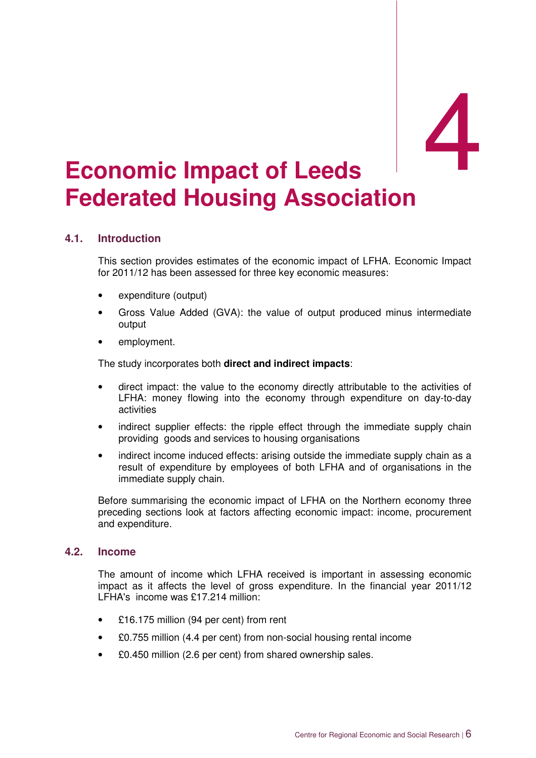# 4 Economic Impact of Leeds Federated Housing Association

## 4.1. Introduction

This section provides estimates of the economic impact of LFHA. Economic Impact for 2011/12 has been assessed for three key economic measures:

- expenditure (output)
- Gross Value Added (GVA): the value of output produced minus intermediate output
- employment.

The study incorporates both **direct and indirect impacts**:

- direct impact: the value to the economy directly attributable to the activities of LFHA: money flowing into the economy through expenditure on day-to-day activities
- indirect supplier effects: the ripple effect through the immediate supply chain providing goods and services to housing organisations
- indirect income induced effects: arising outside the immediate supply chain as a result of expenditure by employees of both LFHA and of organisations in the immediate supply chain.

Before summarising the economic impact of LFHA on the Northern economy three preceding sections look at factors affecting economic impact: income, procurement and expenditure.

## 4.2. Income

The amount of income which LFHA received is important in assessing economic impact as it affects the level of gross expenditure. In the financial year 2011/12 LFHA's income was £17.214 million:

- £16.175 million (94 per cent) from rent
- £0.755 million (4.4 per cent) from non-social housing rental income
- £0.450 million (2.6 per cent) from shared ownership sales.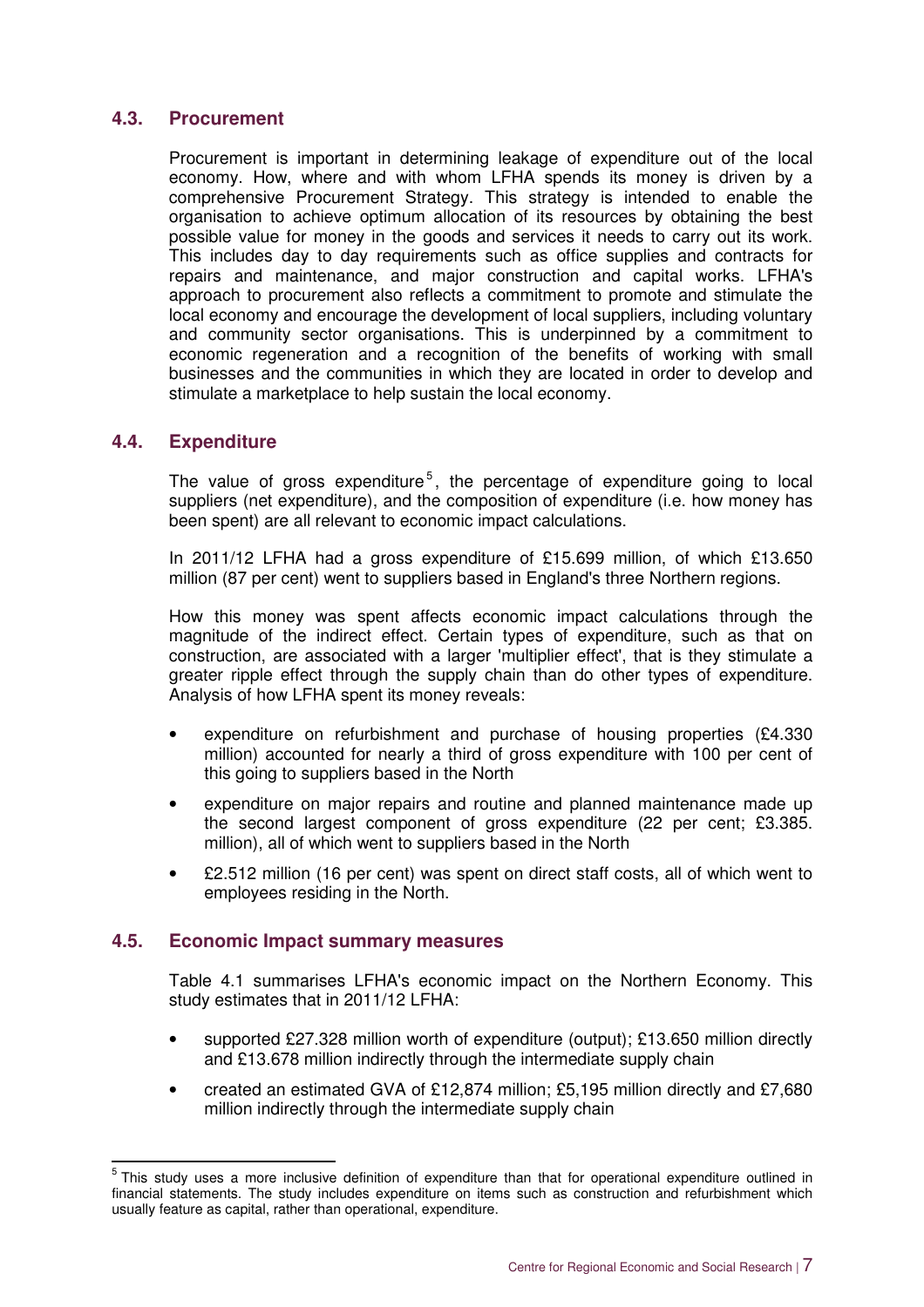## 4.3. Procurement

Procurement is important in determining leakage of expenditure out of the local economy. How, where and with whom LFHA spends its money is driven by a comprehensive Procurement Strategy. This strategy is intended to enable the organisation to achieve optimum allocation of its resources by obtaining the best possible value for money in the goods and services it needs to carry out its work. This includes day to day requirements such as office supplies and contracts for repairs and maintenance, and major construction and capital works. LFHA's approach to procurement also reflects a commitment to promote and stimulate the local economy and encourage the development of local suppliers, including voluntary and community sector organisations. This is underpinned by a commitment to economic regeneration and a recognition of the benefits of working with small businesses and the communities in which they are located in order to develop and stimulate a marketplace to help sustain the local economy.

## 4.4. Expenditure

The value of gross expenditure[5], the percentage of expenditure going to local suppliers (net expenditure), and the composition of expenditure (i.e. how money has been spent) are all relevant to economic impact calculations.

In 2011/12 LFHA had a gross expenditure of £15.699 million, of which £13.650 million (87 per cent) went to suppliers based in England's three Northern regions.

How this money was spent affects economic impact calculations through the magnitude of the indirect effect. Certain types of expenditure, such as that on construction, are associated with a larger 'multiplier effect', that is they stimulate a greater ripple effect through the supply chain than do other types of expenditure. Analysis of how LFHA spent its money reveals:

- expenditure on refurbishment and purchase of housing properties (£4.330 million) accounted for nearly a third of gross expenditure with 100 per cent of this going to suppliers based in the North
- expenditure on major repairs and routine and planned maintenance made up the second largest component of gross expenditure (22 per cent; £3.385. million), all of which went to suppliers based in the North
- £2.512 million (16 per cent) was spent on direct staff costs, all of which went to employees residing in the North.

## 4.5. Economic Impact summary measures

Table 4.1 summarises LFHA's economic impact on the Northern Economy. This study estimates that in 2011/12 LFHA:

- supported £27.328 million worth of expenditure (output); £13.650 million directly and £13.678 million indirectly through the intermediate supply chain
- created an estimated GVA of £12,874 million; £5,195 million directly and £7,680 million indirectly through the intermediate supply chain

[5] This study uses a more inclusive definition of expenditure than that for operational expenditure outlined in financial statements. The study includes expenditure on items such as construction and refurbishment which usually feature as capital, rather than operational, expenditure.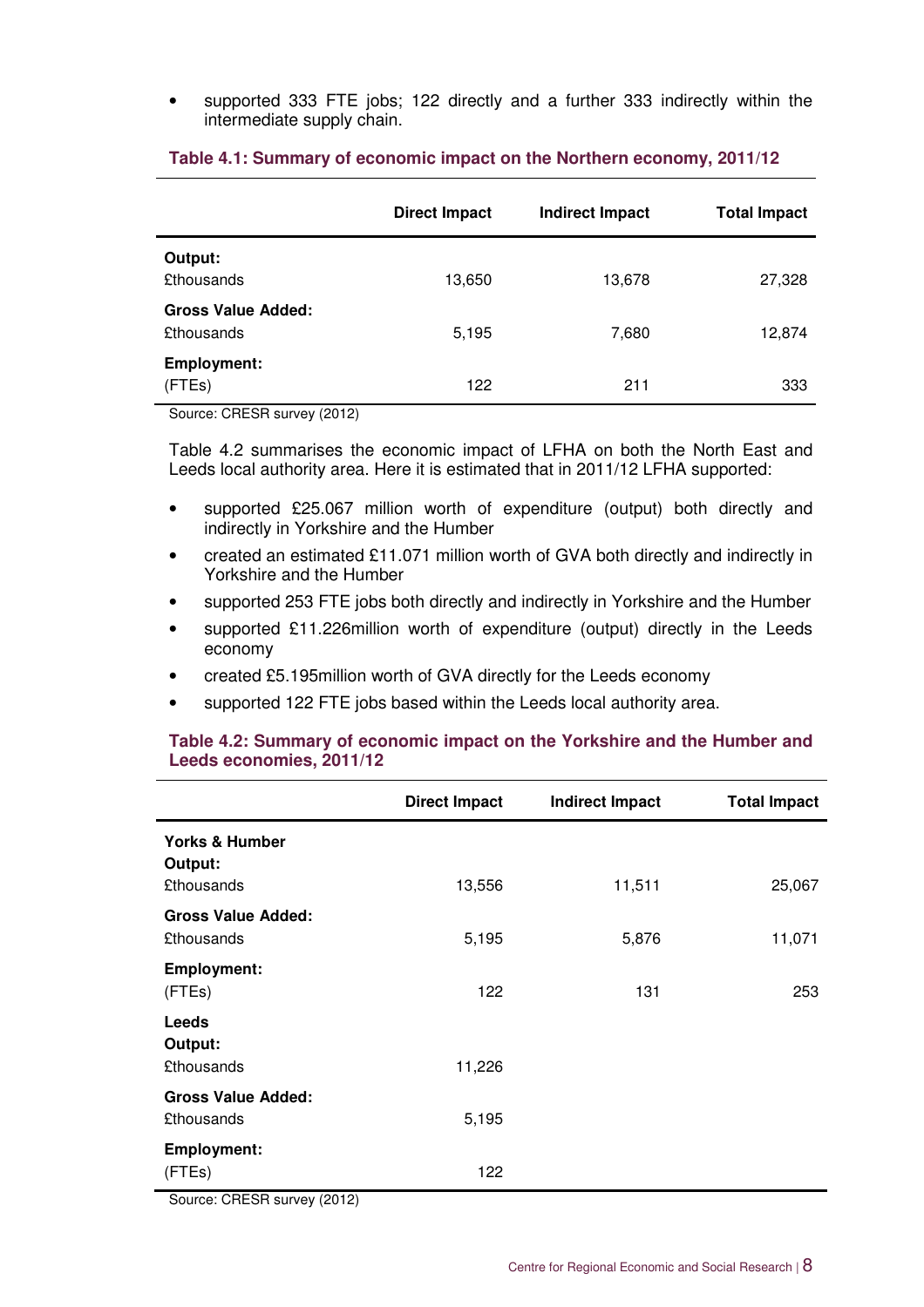- supported 333 FTE jobs; 122 directly and a further 333 indirectly within the intermediate supply chain.

**Table 4.1: Summary of economic impact on the Northern economy, 2011/12**

| | Direct Impact | Indirect Impact | Total Impact |
|---|---|---|---|
| **Output:** £thousands | 13,650 | 13,678 | 27,328 |
| **Gross Value Added:** £thousands | 5,195 | 7,680 | 12,874 |
| **Employment:** (FTEs) | 122 | 211 | 333 |

Source: CRESR survey (2012)

Table 4.2 summarises the economic impact of LFHA on both the North East and Leeds local authority area. Here it is estimated that in 2011/12 LFHA supported:

- supported £25.067 million worth of expenditure (output) both directly and indirectly in Yorkshire and the Humber
- created an estimated £11.071 million worth of GVA both directly and indirectly in Yorkshire and the Humber
- supported 253 FTE jobs both directly and indirectly in Yorkshire and the Humber
- supported £11.226million worth of expenditure (output) directly in the Leeds economy
- created £5.195million worth of GVA directly for the Leeds economy
- supported 122 FTE jobs based within the Leeds local authority area.

**Table 4.2: Summary of economic impact on the Yorkshire and the Humber and Leeds economies, 2011/12**

| | Direct Impact | Indirect Impact | Total Impact |
|---|---|---|---|
| **Yorks & Humber** | | | |
| **Output:** £thousands | 13,556 | 11,511 | 25,067 |
| **Gross Value Added:** £thousands | 5,195 | 5,876 | 11,071 |
| **Employment:** (FTEs) | 122 | 131 | 253 |
| **Leeds** | | | |
| **Output:** £thousands | 11,226 | | |
| **Gross Value Added:** £thousands | 5,195 | | |
| **Employment:** (FTEs) | 122 | | |

Source: CRESR survey (2012)